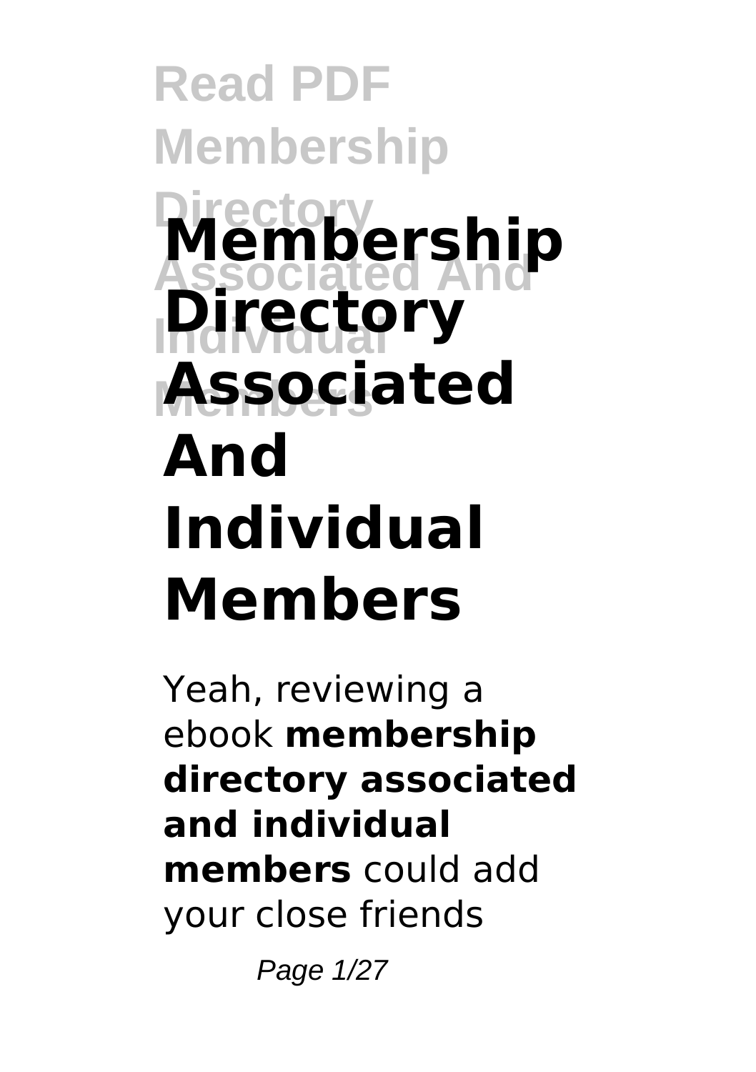# Membership Directory Associated And Individual Members

Yeah, reviewing a ebook **membership directory associated and individual members** could add your close friends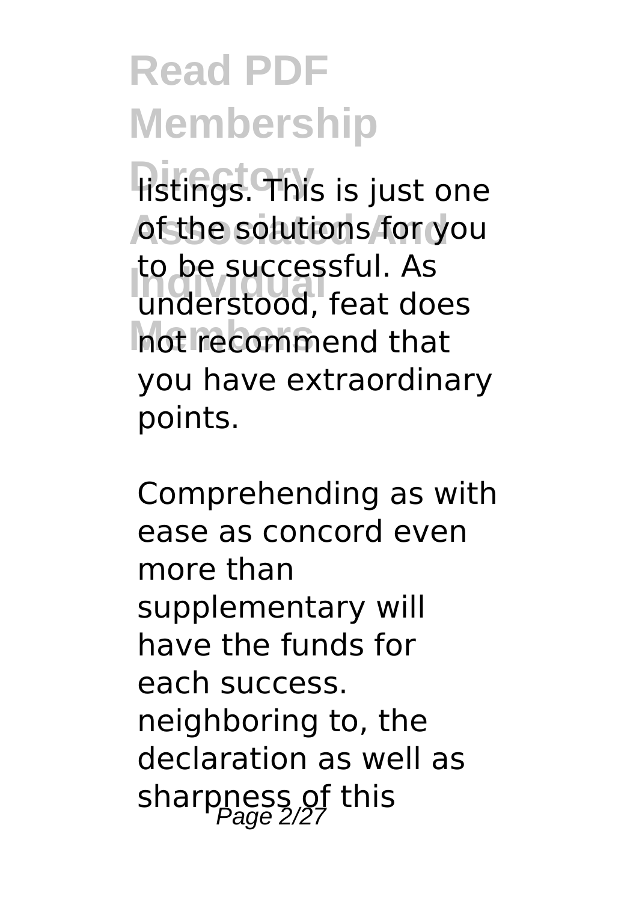# Read PDF Membership Directory Associated And Individual Members

listings. This is just one of the solutions for you to be successful. As understood, feat does not recommend that you have extraordinary points.

Comprehending as with ease as concord even more than supplementary will have the funds for each success. neighboring to, the declaration as well as sharpness of this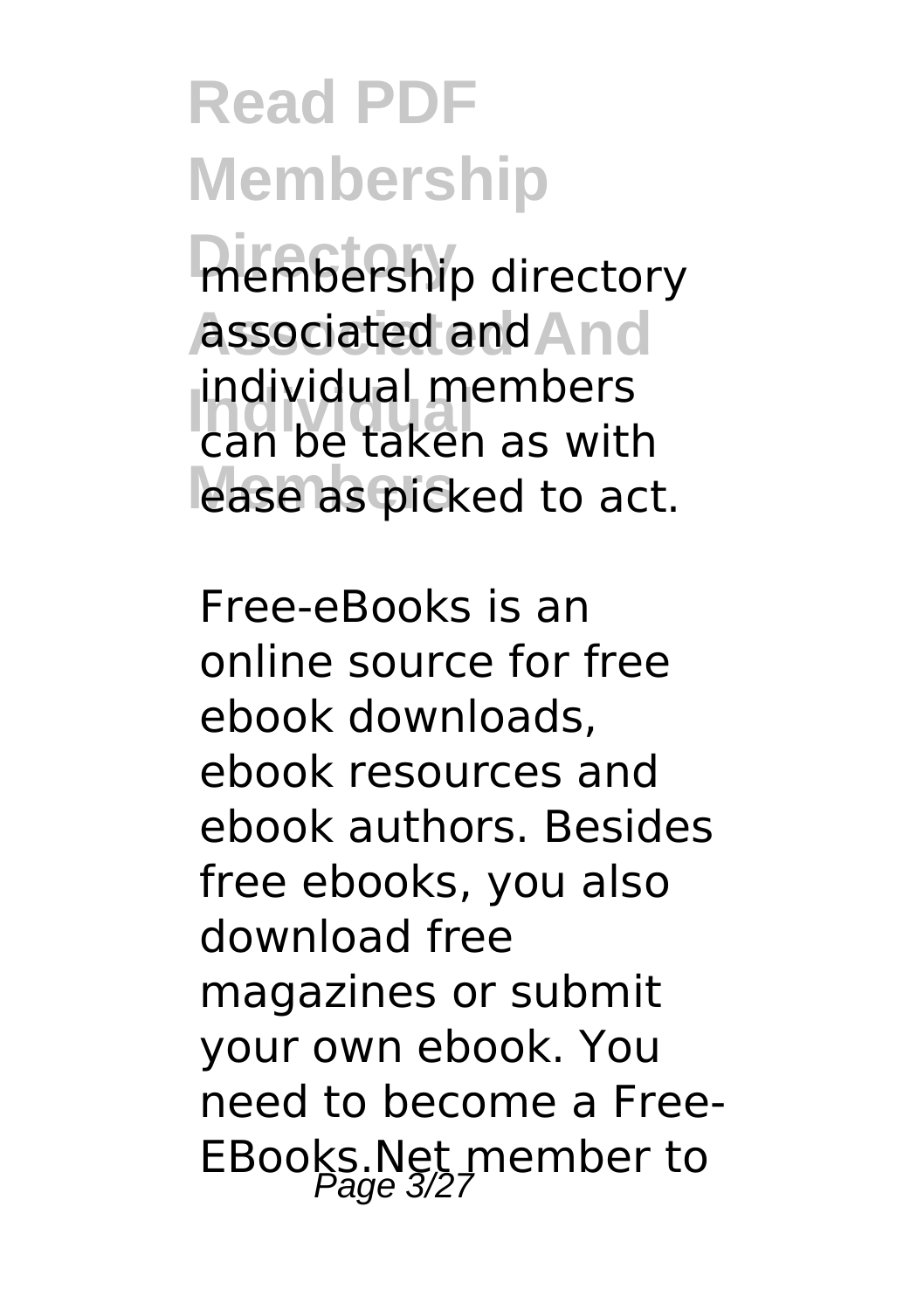membership directory associated and individual members can be taken as with ease as picked to act.

Free-eBooks is an online source for free ebook downloads, ebook resources and ebook authors. Besides free ebooks, you also download free magazines or submit your own ebook. You need to become a Free-EBooks.Net member to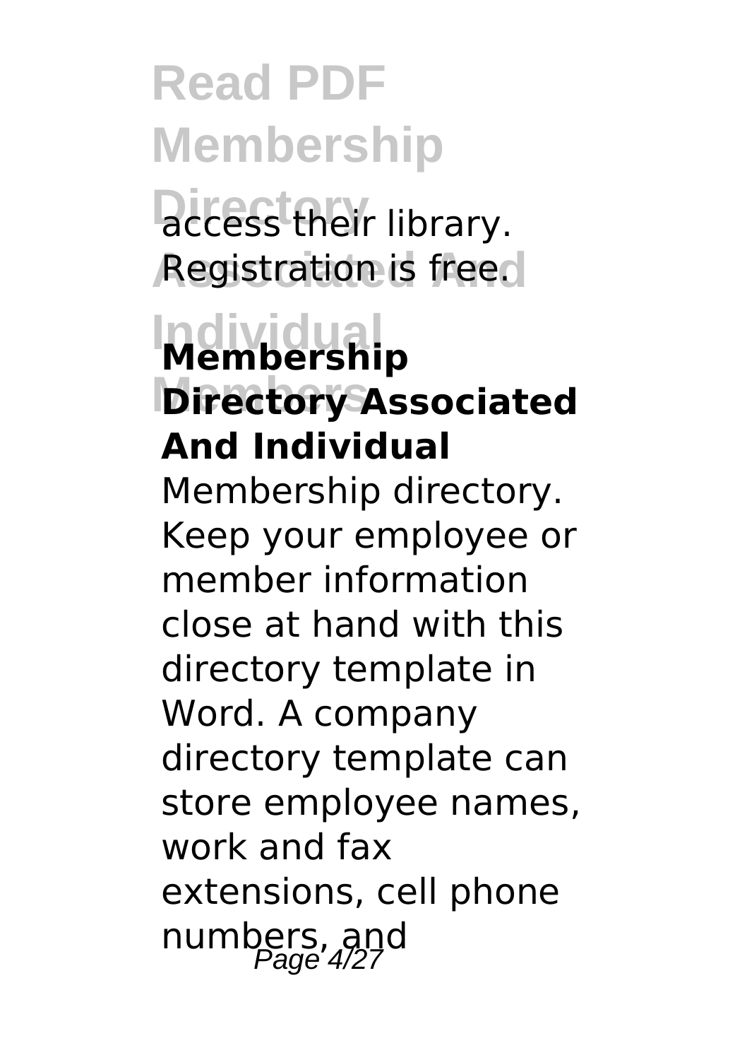access their library. Registration is free.

## Membership Directory Associated And Individual

Membership directory. Keep your employee or member information close at hand with this directory template in Word. A company directory template can store employee names, work and fax extensions, cell phone numbers, and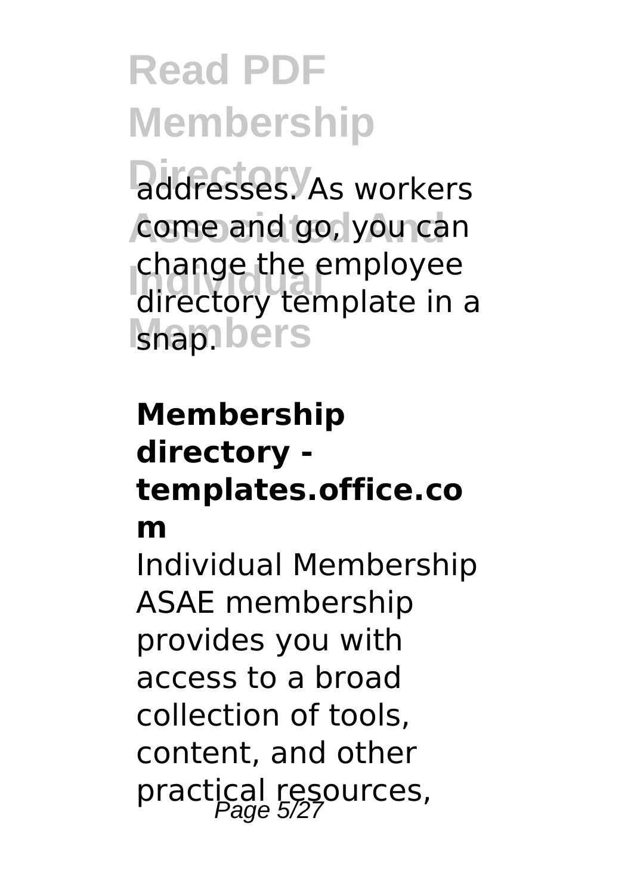addresses. As workers come and go, you can change the employee directory template in a snap.

**Membership directory - templates.office.com**

Individual Membership ASAE membership provides you with access to a broad collection of tools, content, and other practical resources,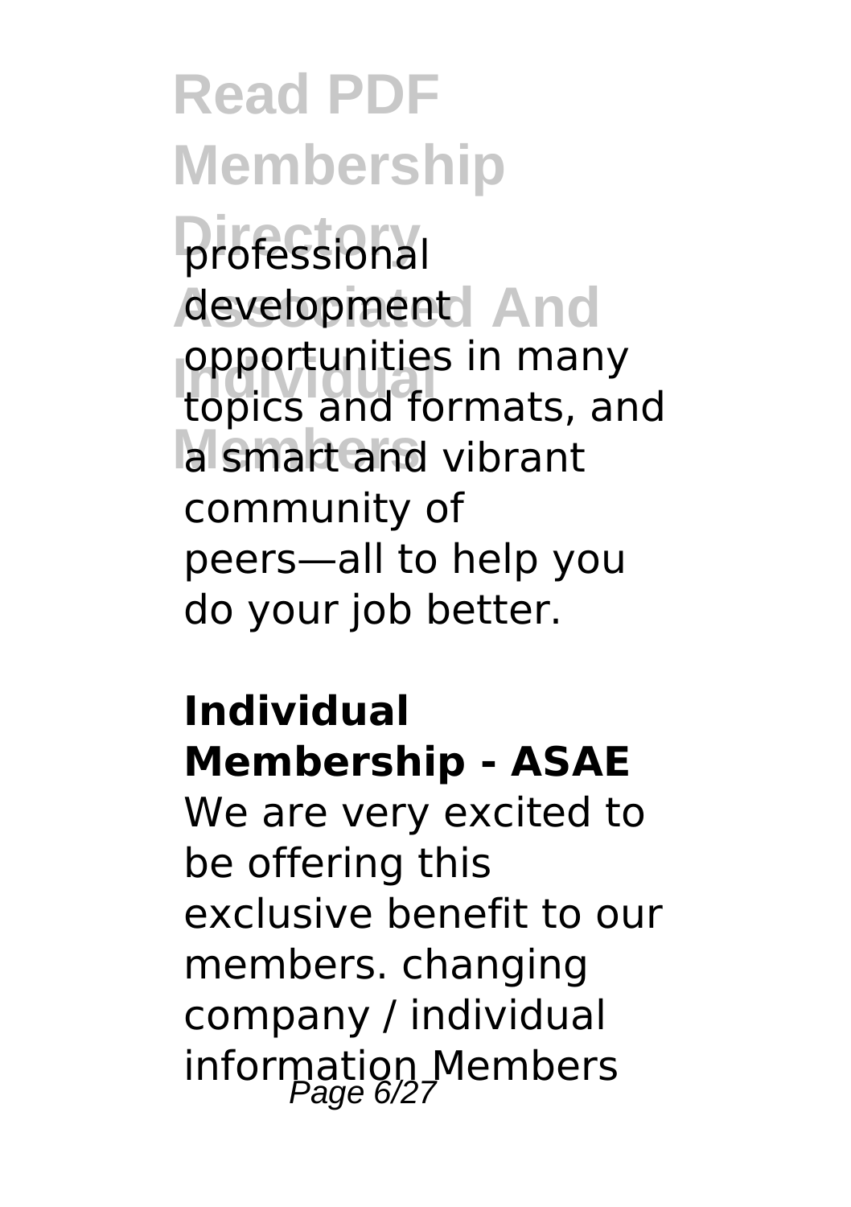professional development opportunities in many topics and formats, and a smart and vibrant community of peers—all to help you do your job better.

**Individual Membership - ASAE**

We are very excited to be offering this exclusive benefit to our members. changing company / individual information Members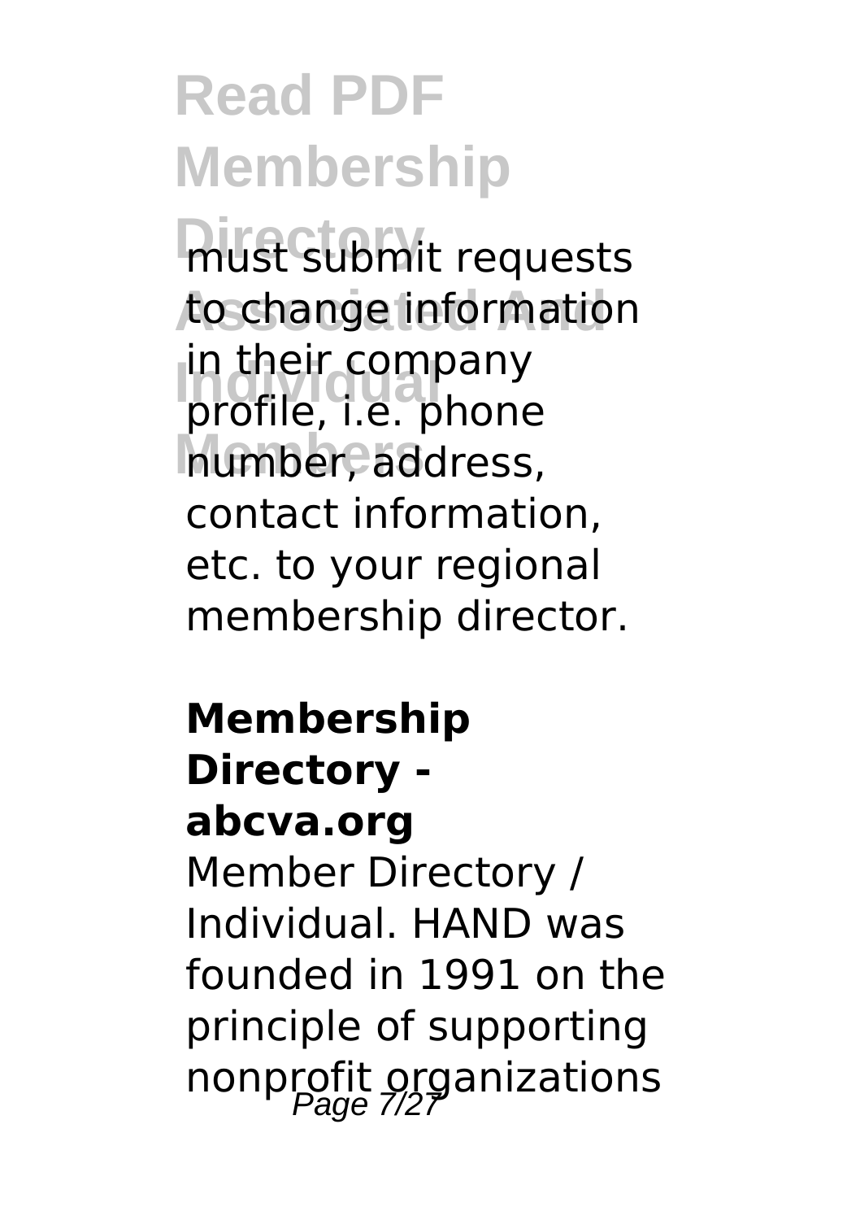must submit requests to change information in their company profile, i.e. phone number, address, contact information, etc. to your regional membership director.

**Membership Directory - abcva.org**

Member Directory / Individual. HAND was founded in 1991 on the principle of supporting nonprofit organizations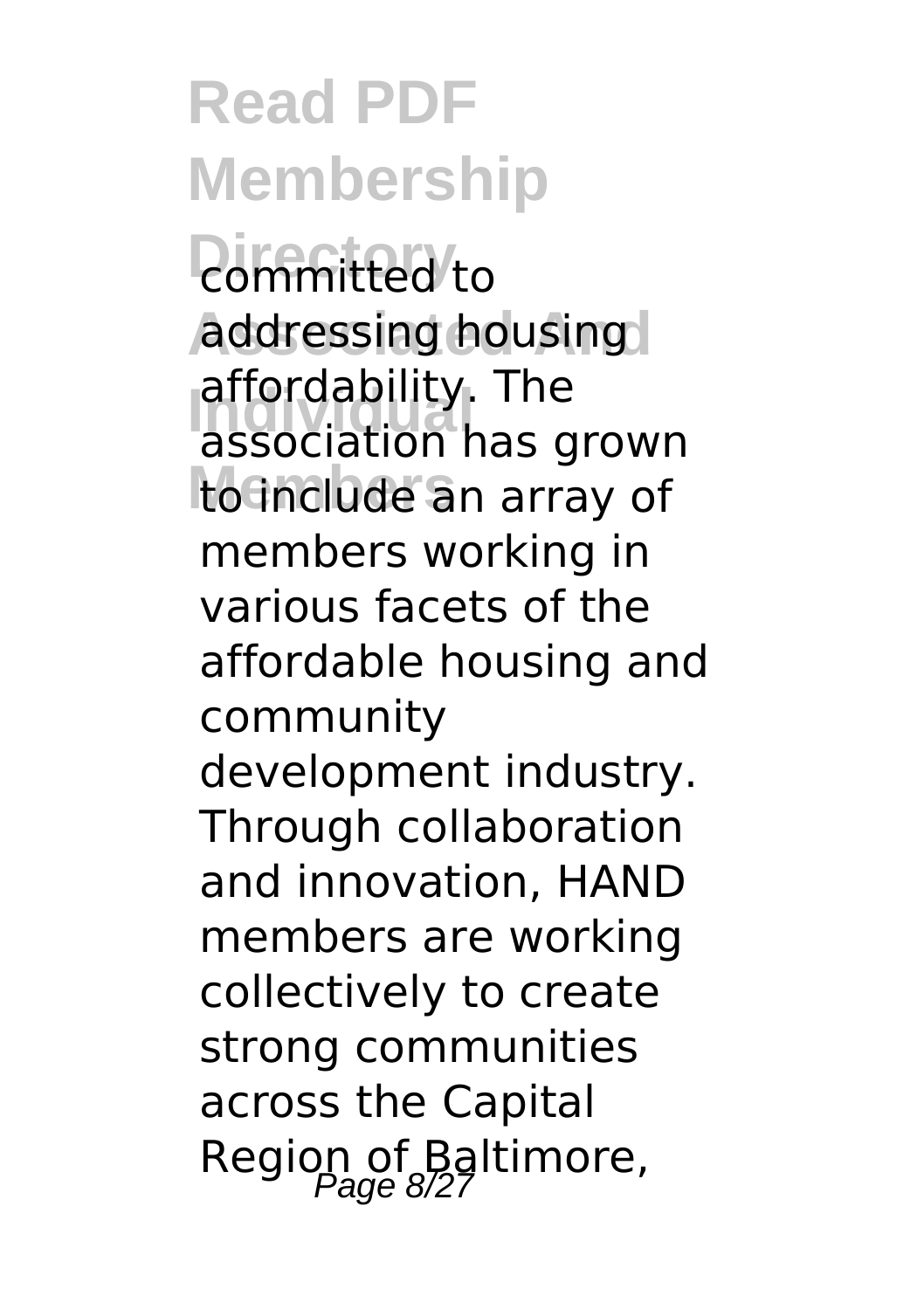committed to addressing housing affordability. The association has grown to include an array of members working in various facets of the affordable housing and community development industry. Through collaboration and innovation, HAND members are working collectively to create strong communities across the Capital Region of Baltimore,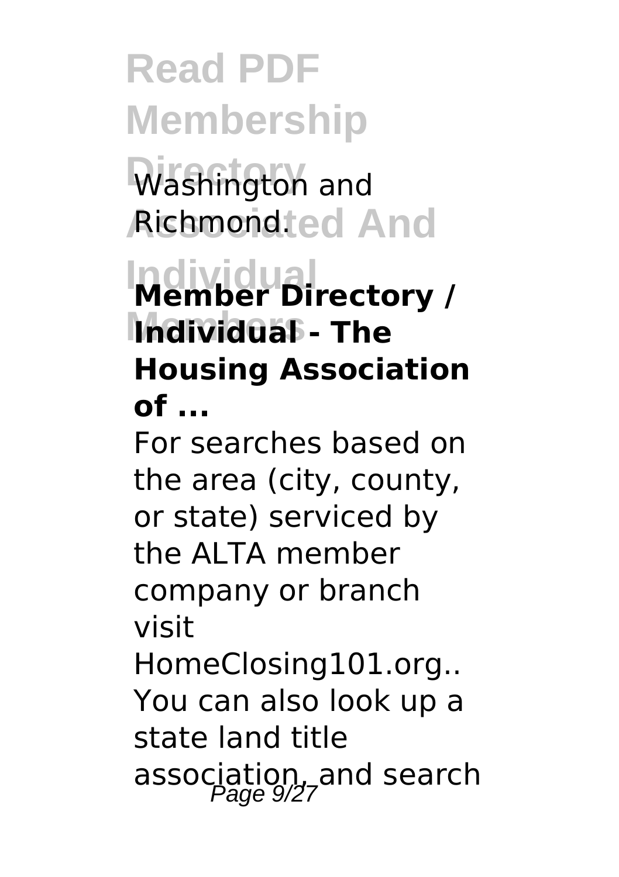Washington and Richmond.

**Member Directory / Individual - The Housing Association of ...**

For searches based on the area (city, county, or state) serviced by the ALTA member company or branch visit HomeClosing101.org.. You can also look up a state land title association, and search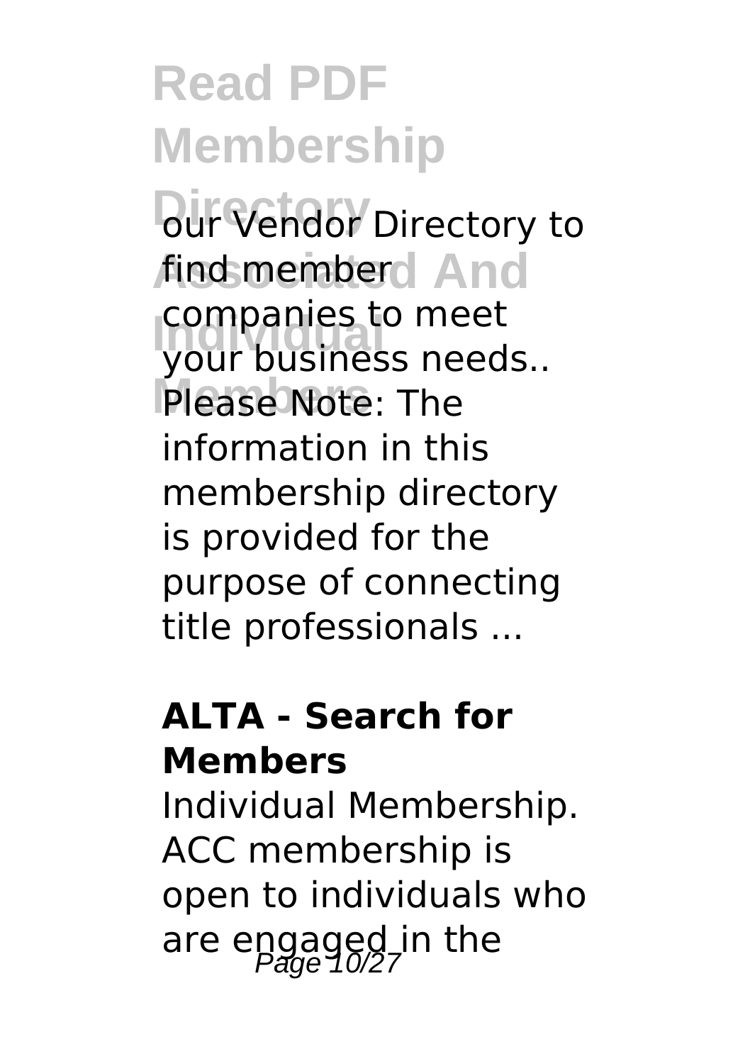our Vendor Directory to find member companies to meet your business needs.. Please Note: The information in this membership directory is provided for the purpose of connecting title professionals ...

**ALTA - Search for Members**

Individual Membership. ACC membership is open to individuals who are engaged in the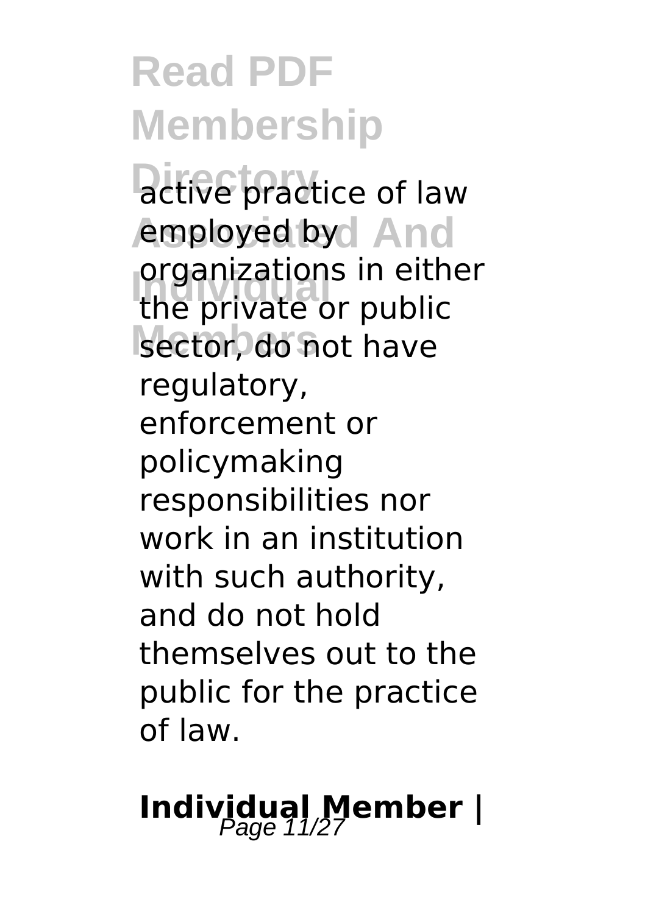active practice of law employed by organizations in either the private or public sector, do not have regulatory, enforcement or policymaking responsibilities nor work in an institution with such authority, and do not hold themselves out to the public for the practice of law.

## Individual Member |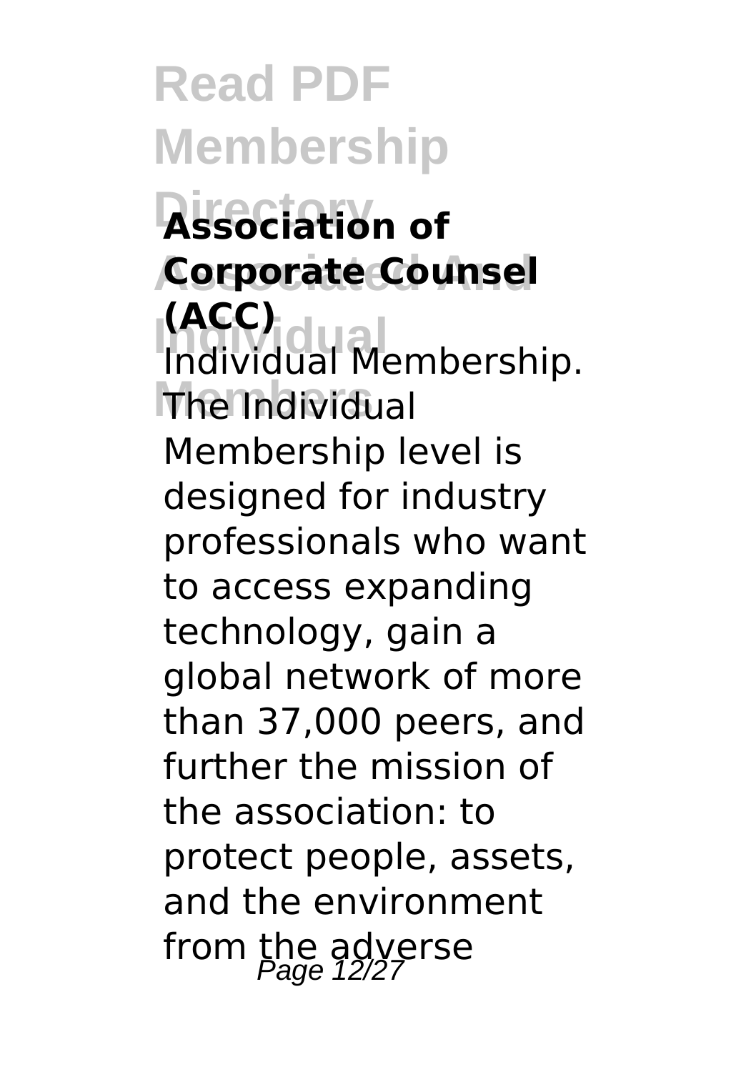**Association of Corporate Counsel (ACC)**

Individual Membership. The Individual Membership level is designed for industry professionals who want to access expanding technology, gain a global network of more than 37,000 peers, and further the mission of the association: to protect people, assets, and the environment from the adverse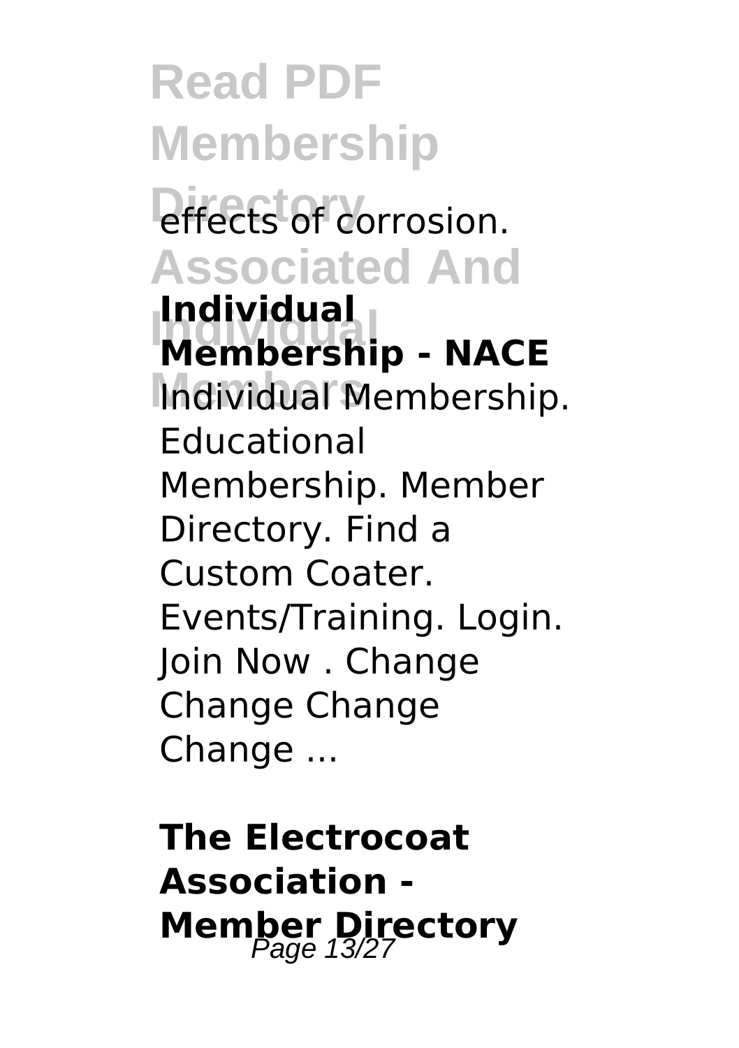effects of corrosion.

**Individual Membership - NACE**

Individual Membership. Educational Membership. Member Directory. Find a Custom Coater. Events/Training. Login. Join Now . Change Change Change Change ...

**The Electrocoat Association - Member Directory**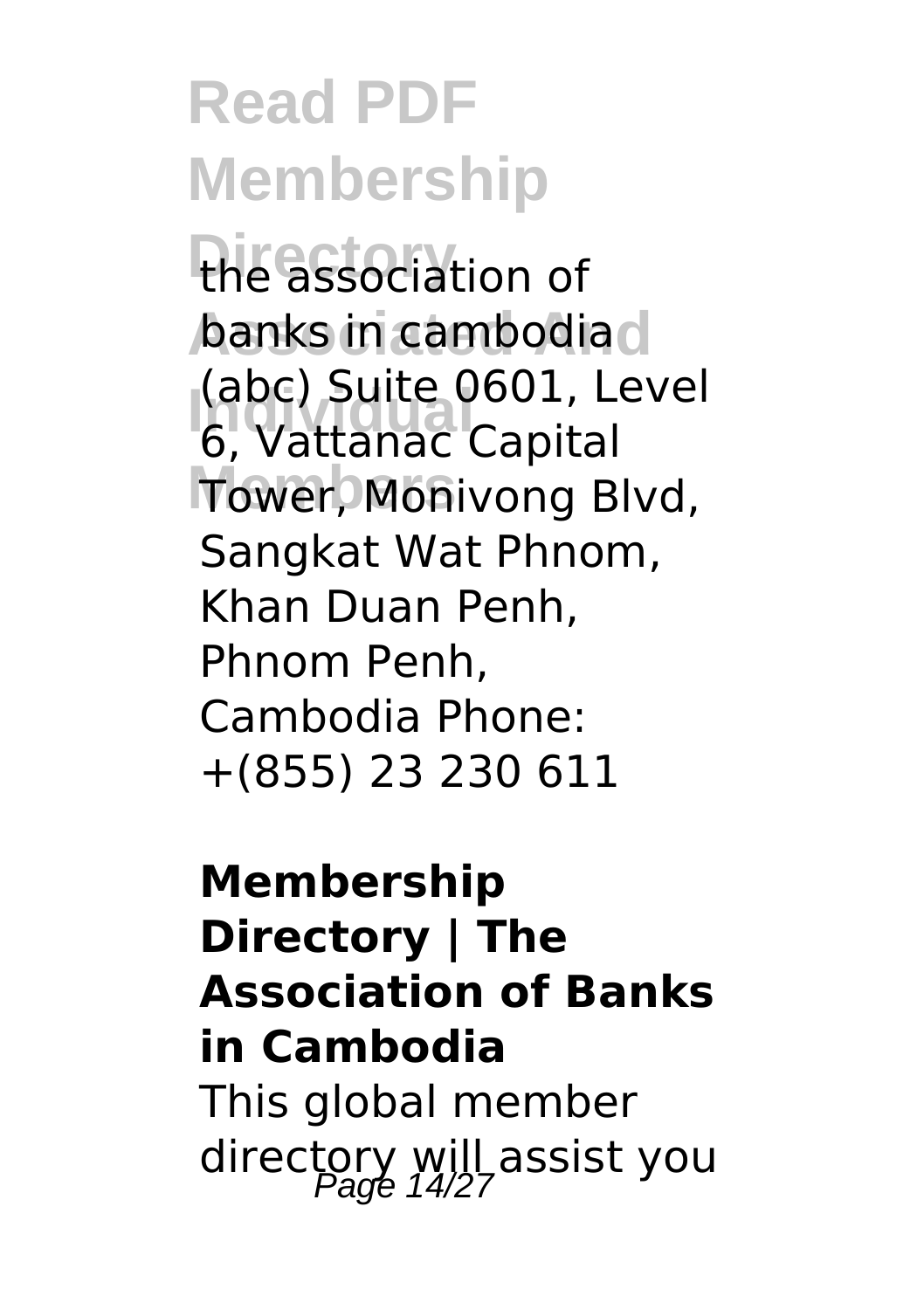the association of banks in cambodia (abc) Suite 0601, Level 6, Vattanac Capital Tower, Monivong Blvd, Sangkat Wat Phnom, Khan Duan Penh, Phnom Penh, Cambodia Phone: +(855) 23 230 611

**Membership Directory | The Association of Banks in Cambodia**

This global member directory will assist you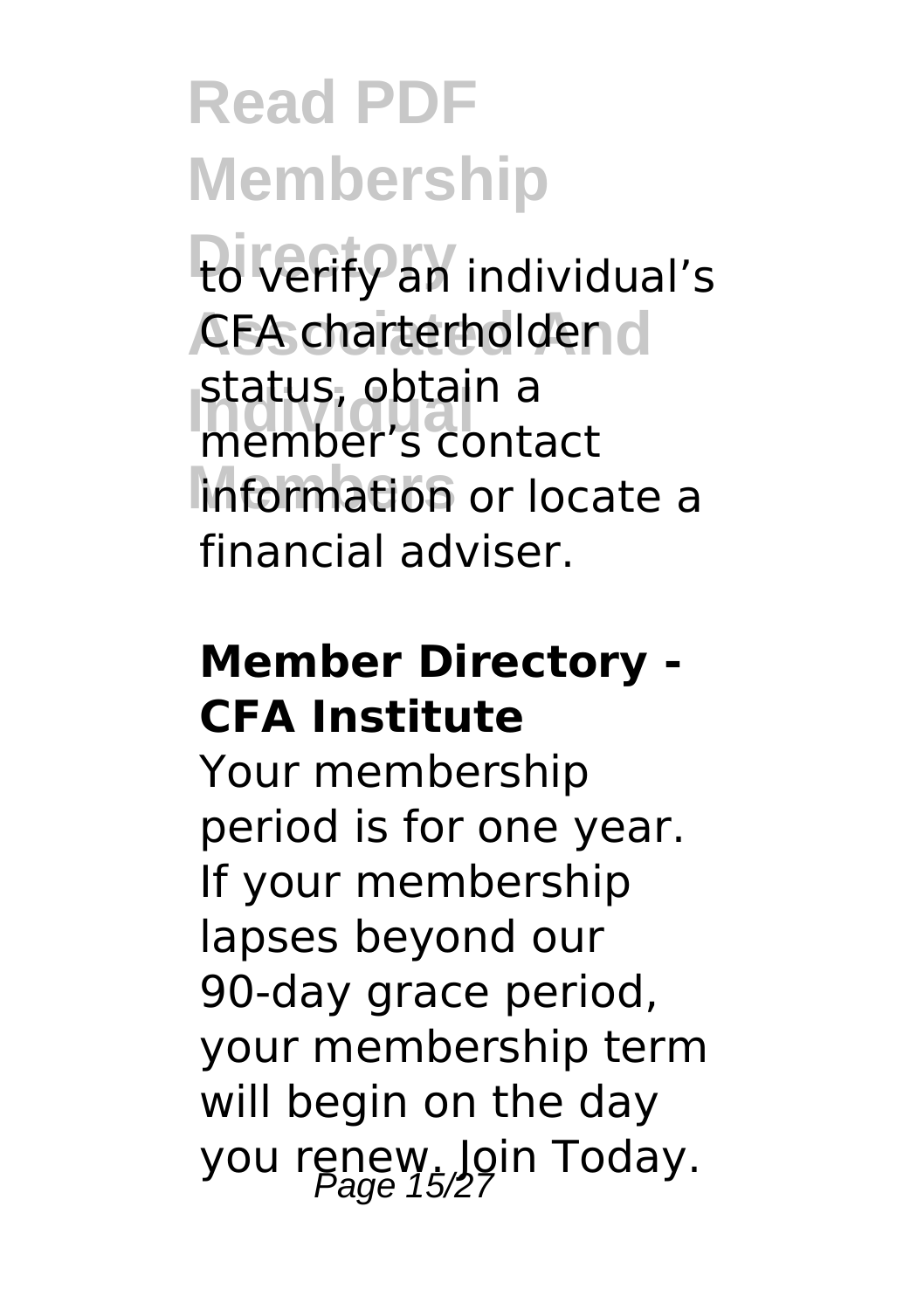to verify an individual's CFA charterholder status, obtain a member's contact information or locate a financial adviser.

**Member Directory - CFA Institute**

Your membership period is for one year. If your membership lapses beyond our 90-day grace period, your membership term will begin on the day you renew. Join Today.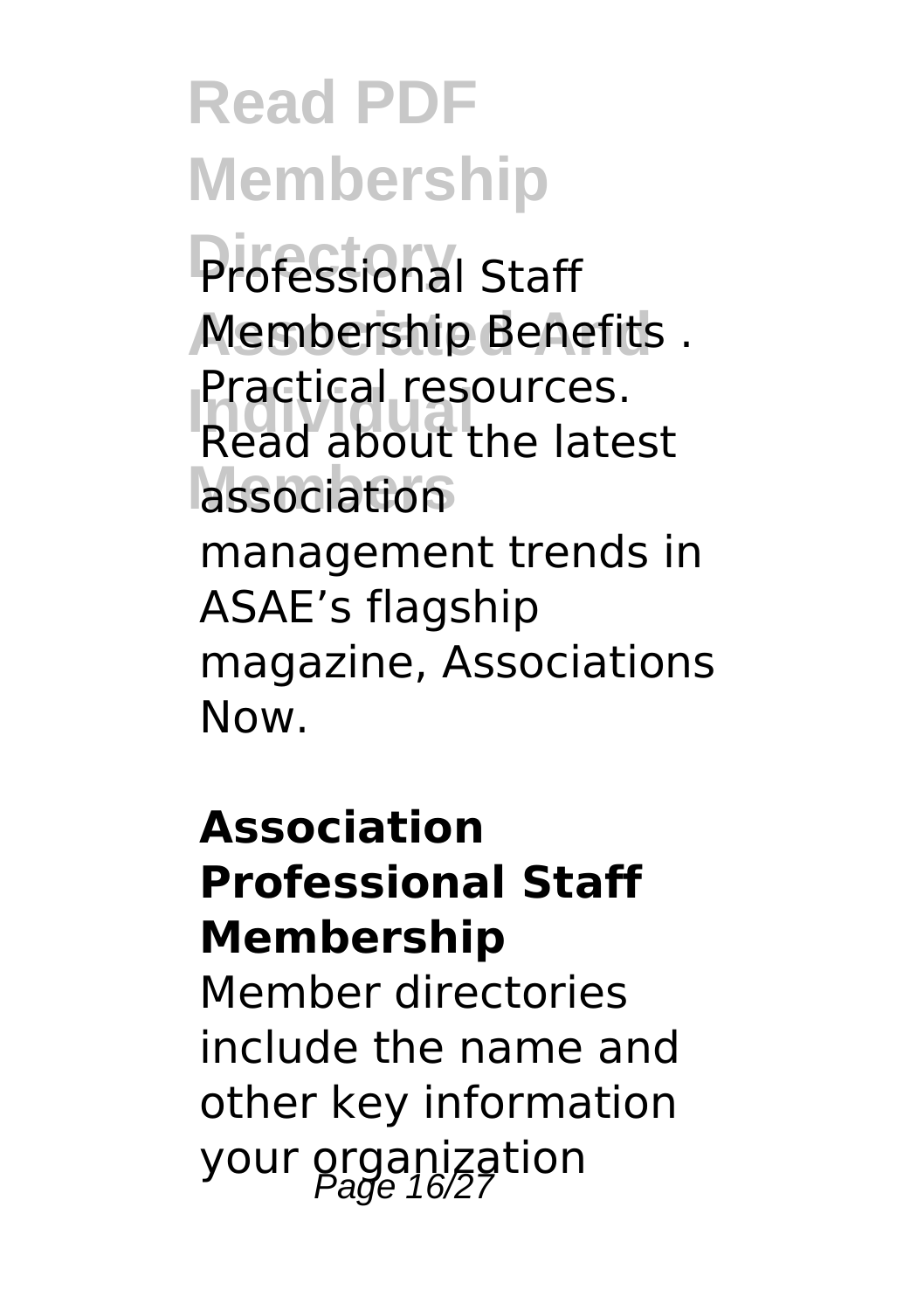Professional Staff Membership Benefits . Practical resources. Read about the latest association management trends in ASAE's flagship magazine, Associations Now.

**Association Professional Staff Membership**

Member directories include the name and other key information your organization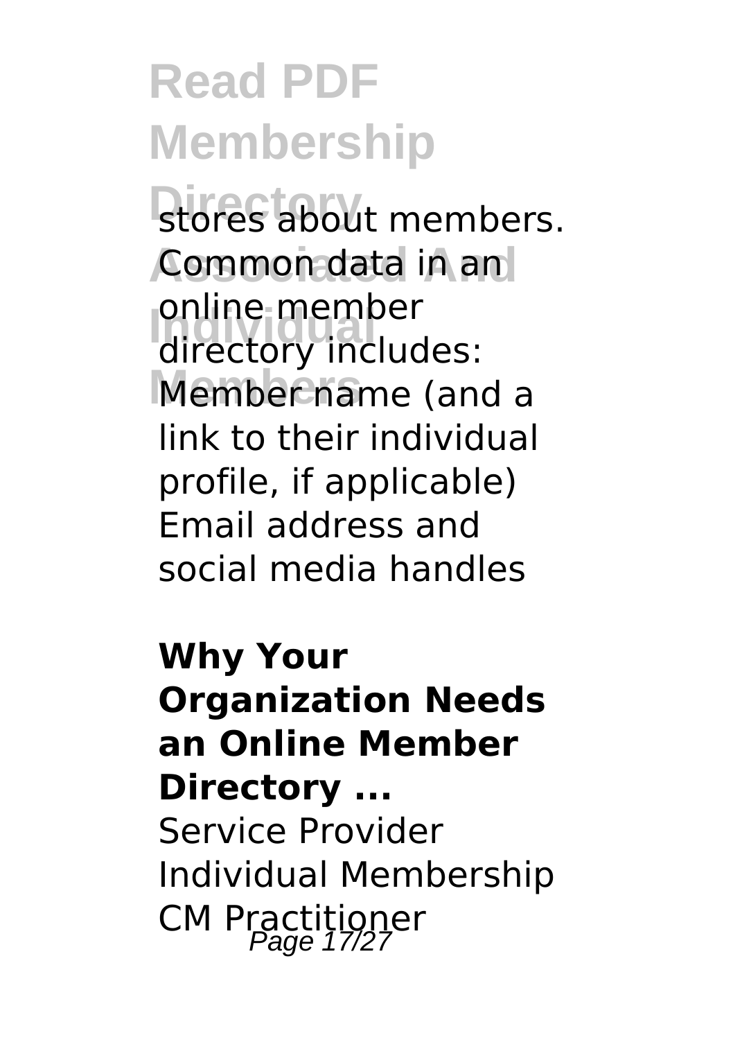stores about members. Common data in an online member directory includes: Member name (and a link to their individual profile, if applicable) Email address and social media handles

**Why Your Organization Needs an Online Member Directory ...**

Service Provider Individual Membership CM Practitioner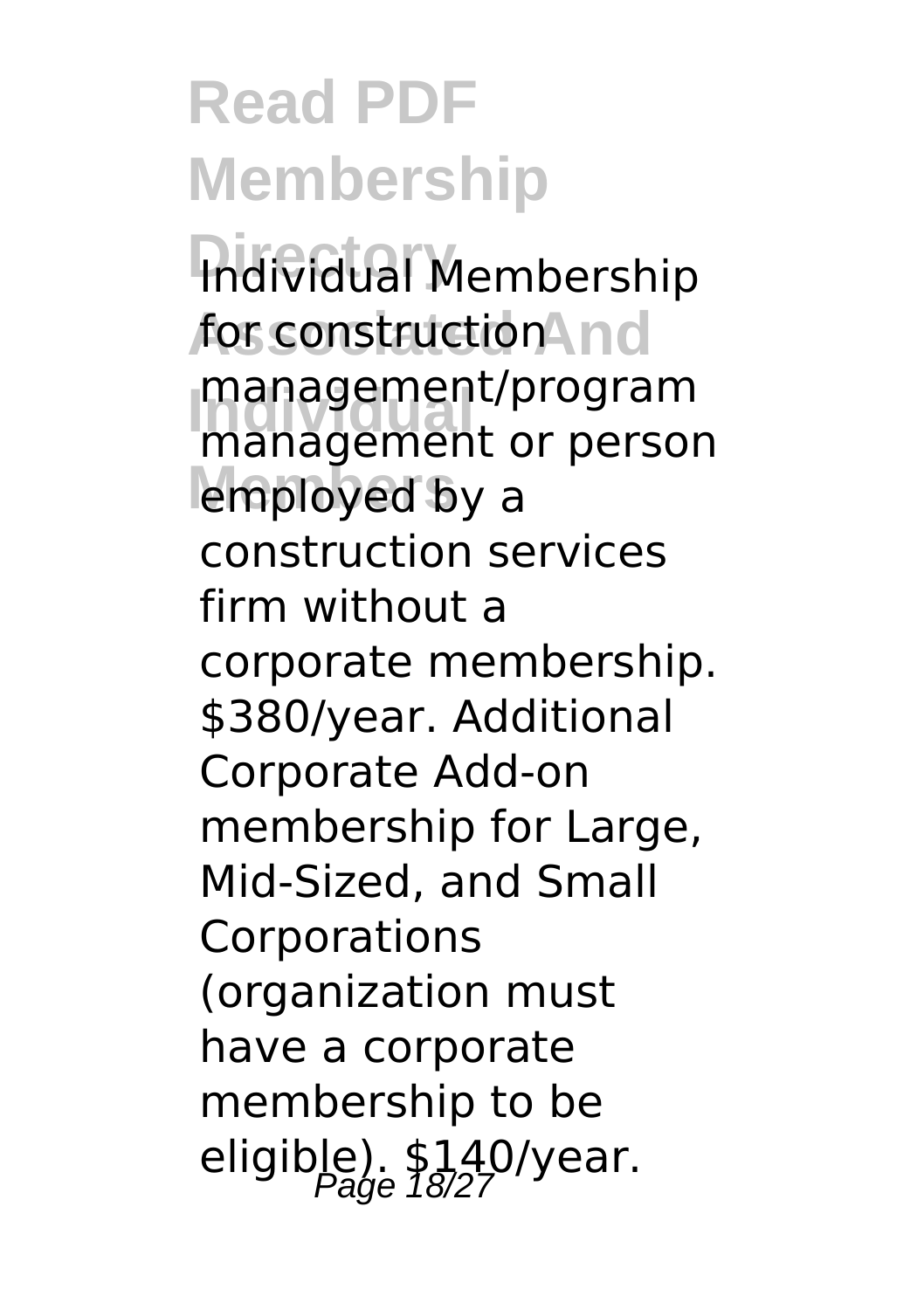Individual Membership for construction management/program management or person employed by a construction services firm without a corporate membership. $380/year. Additional Corporate Add-on membership for Large, Mid-Sized, and Small Corporations (organization must have a corporate membership to be eligible). $140/year.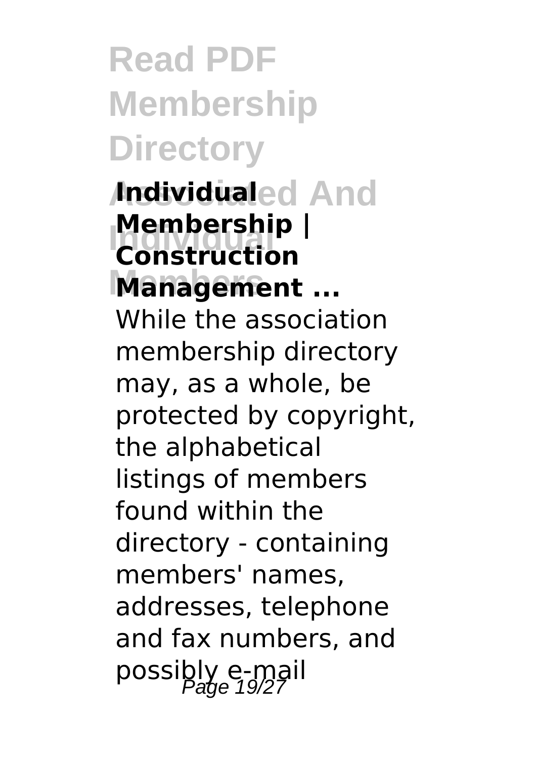## Individual Membership | Construction Management ...

While the association membership directory may, as a whole, be protected by copyright, the alphabetical listings of members found within the directory - containing members' names, addresses, telephone and fax numbers, and possibly e-mail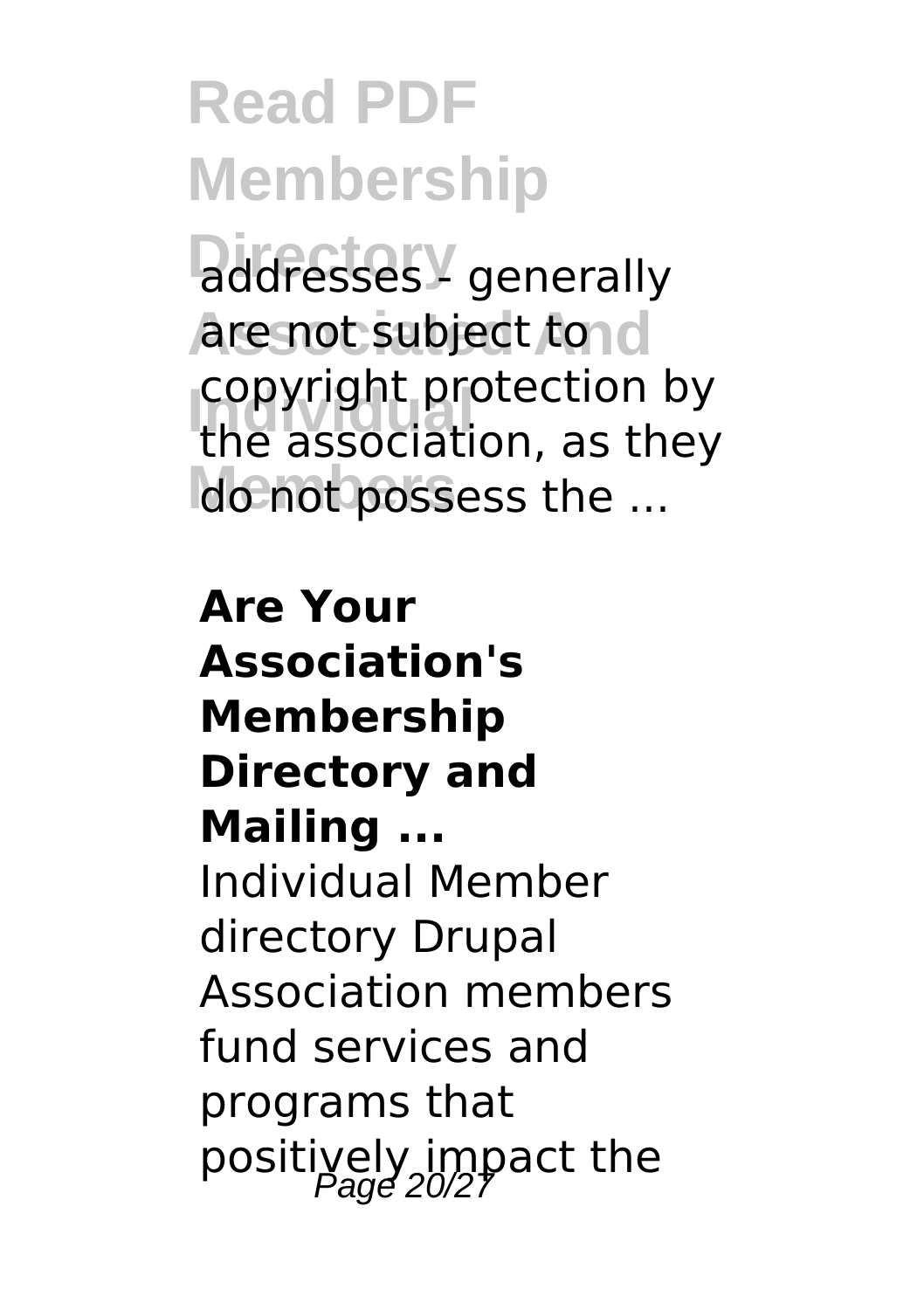addresses - generally are not subject to copyright protection by the association, as they do not possess the ...

**Are Your Association's Membership Directory and Mailing ...**

Individual Member directory Drupal Association members fund services and programs that positively impact the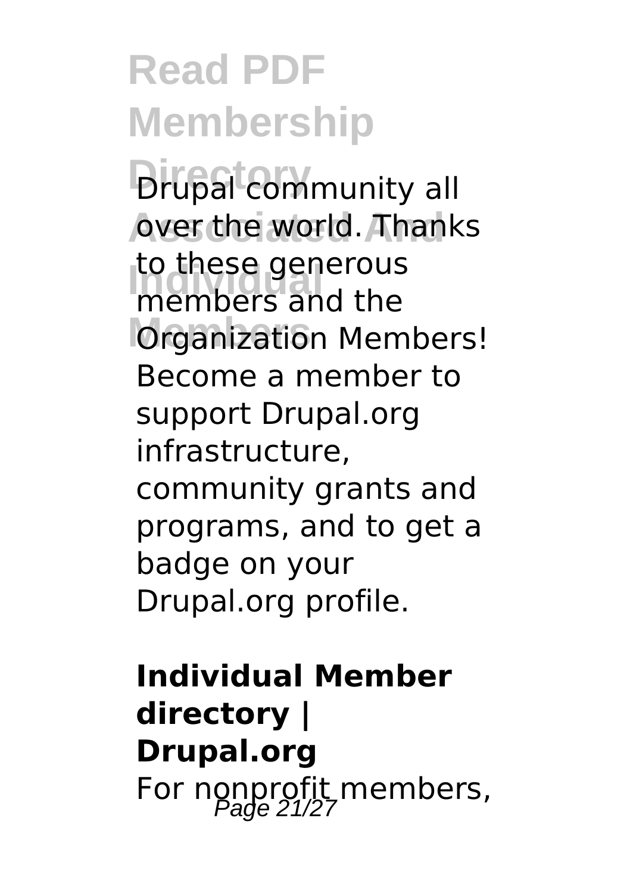Drupal community all over the world. Thanks to these generous members and the Organization Members! Become a member to support Drupal.org infrastructure, community grants and programs, and to get a badge on your Drupal.org profile.

**Individual Member directory | Drupal.org**

For nonprofit members,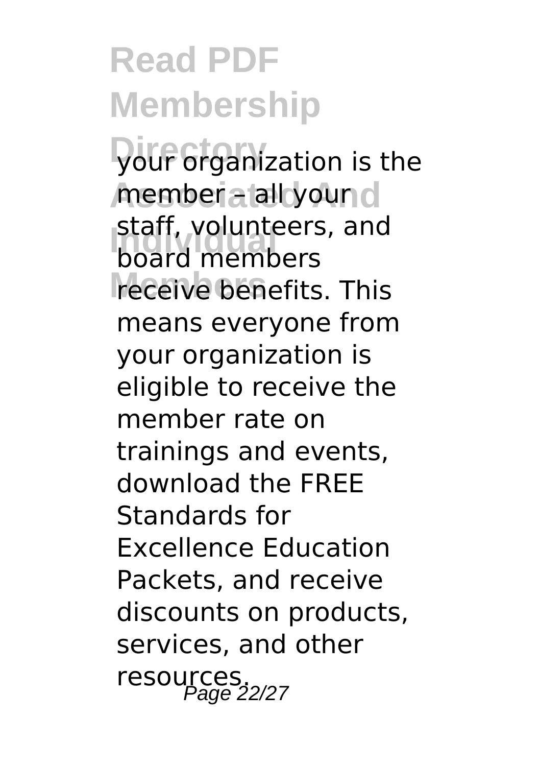your organization is the member – all your staff, volunteers, and board members receive benefits. This means everyone from your organization is eligible to receive the member rate on trainings and events, download the FREE Standards for Excellence Education Packets, and receive discounts on products, services, and other resources.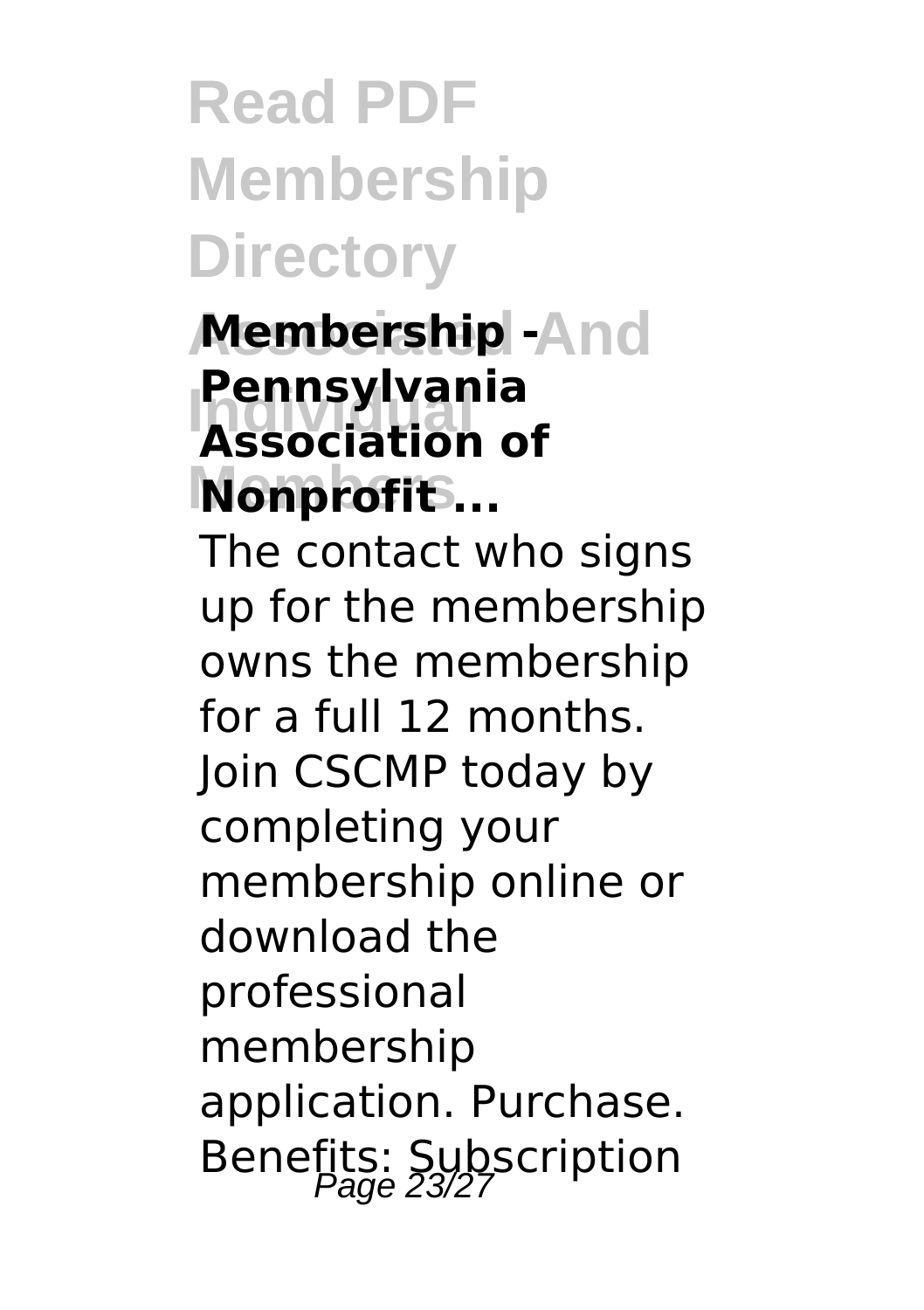**Membership - Pennsylvania Association of Nonprofit ...**

The contact who signs up for the membership owns the membership for a full 12 months. Join CSCMP today by completing your membership online or download the professional membership application. Purchase. Benefits: Subscription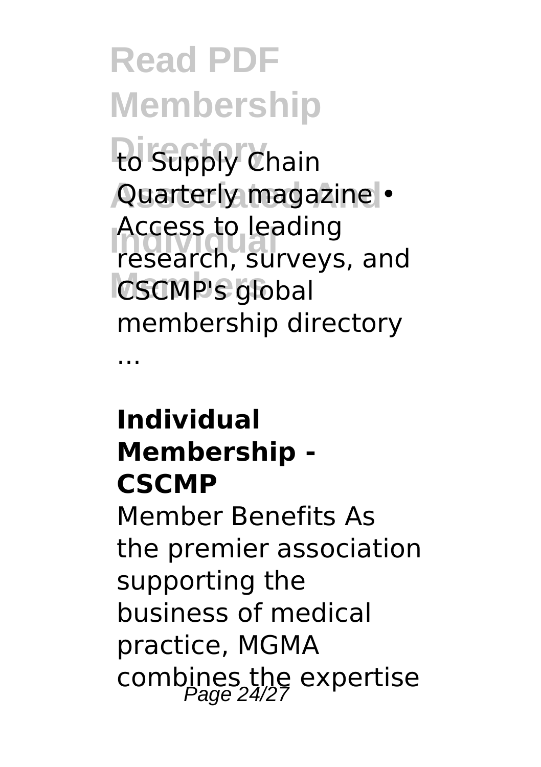to Supply Chain Quarterly magazine • Access to leading research, surveys, and CSCMP's global membership directory ...

**Individual Membership - CSCMP**

Member Benefits As the premier association supporting the business of medical practice, MGMA combines the expertise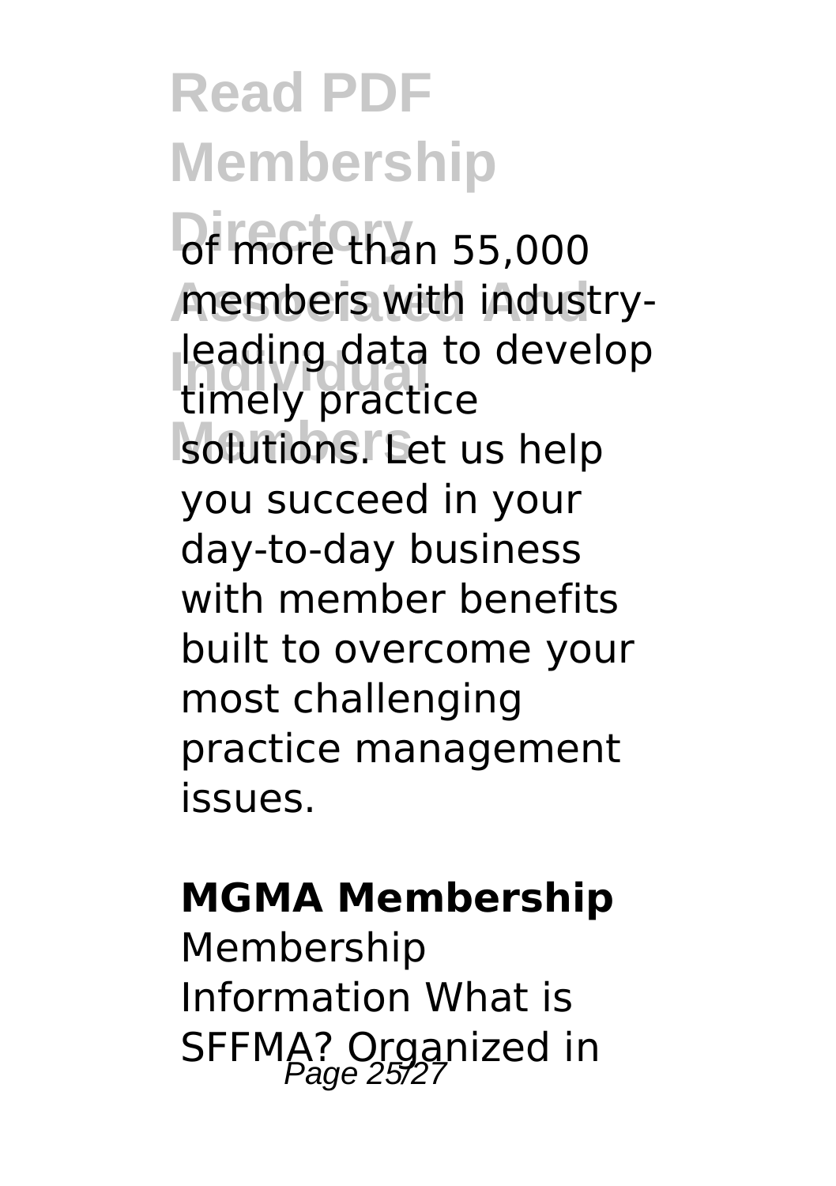of more than 55,000 members with industry-leading data to develop timely practice solutions. Let us help you succeed in your day-to-day business with member benefits built to overcome your most challenging practice management issues.

**MGMA Membership**

Membership Information What is SFFMA? Organized in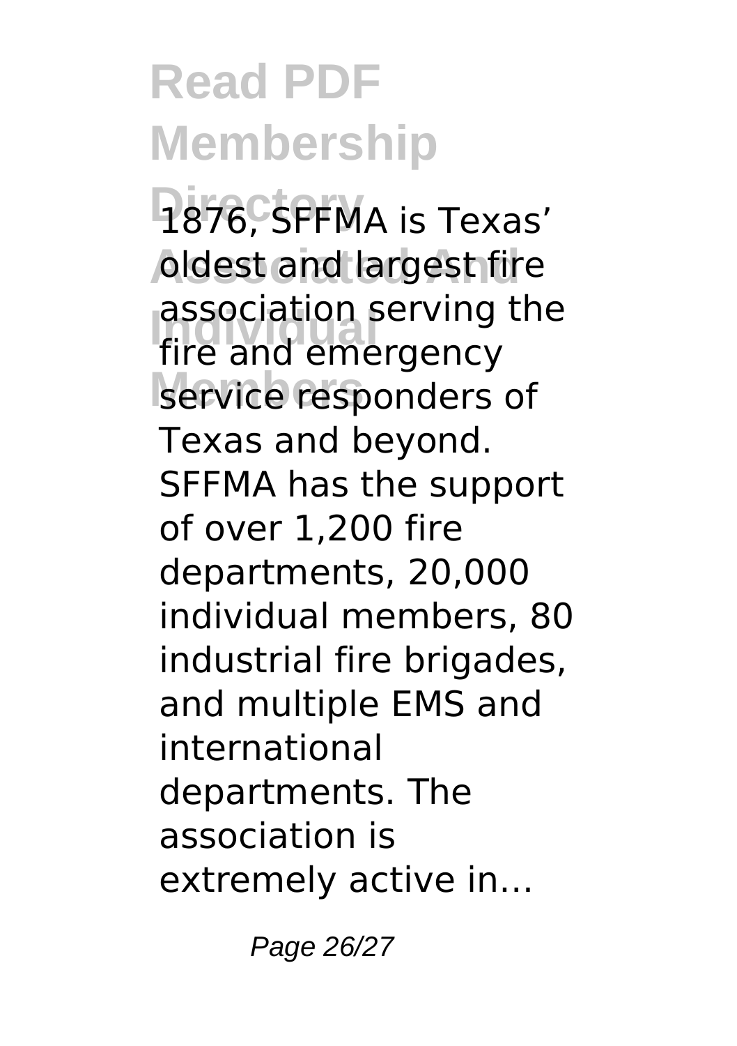1876, SFFMA is Texas' oldest and largest fire association serving the fire and emergency service responders of Texas and beyond. SFFMA has the support of over 1,200 fire departments, 20,000 individual members, 80 industrial fire brigades, and multiple EMS and international departments. The association is extremely active in...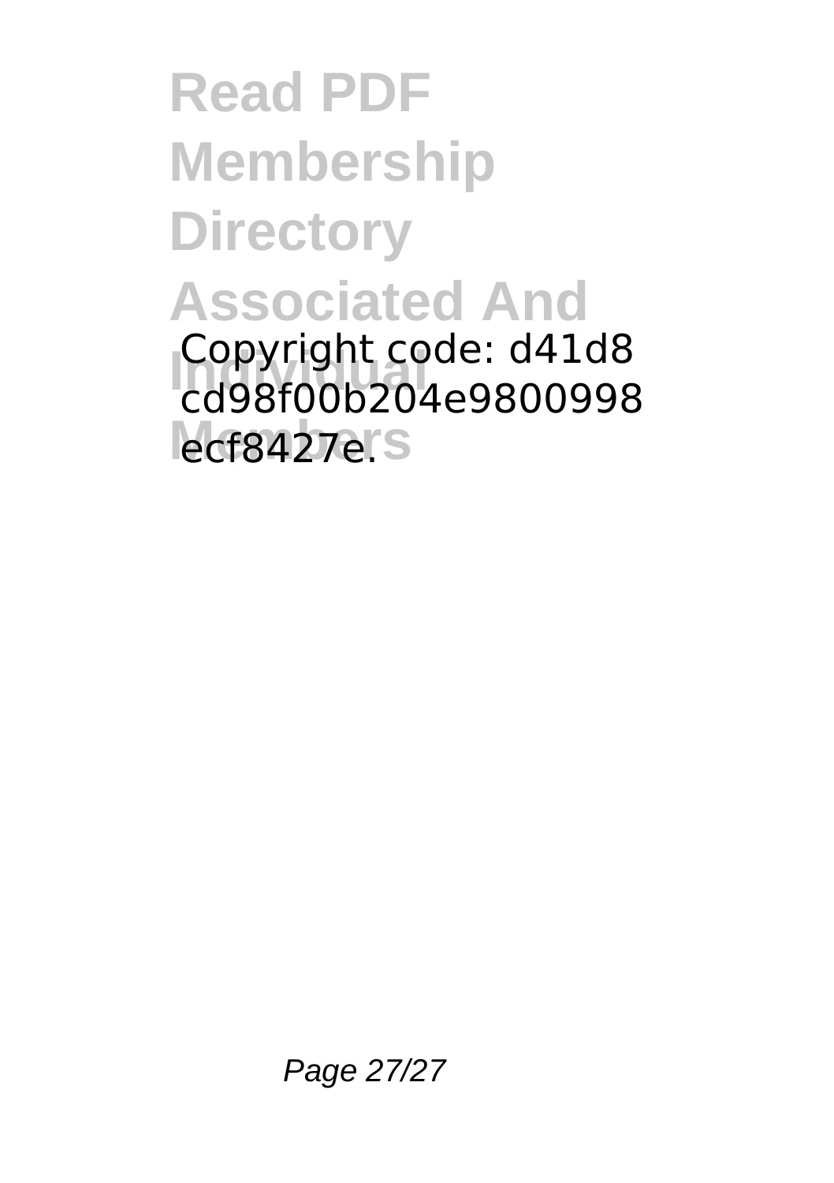Copyright code: d41d8cd98f00b204e9800998ecf8427e.